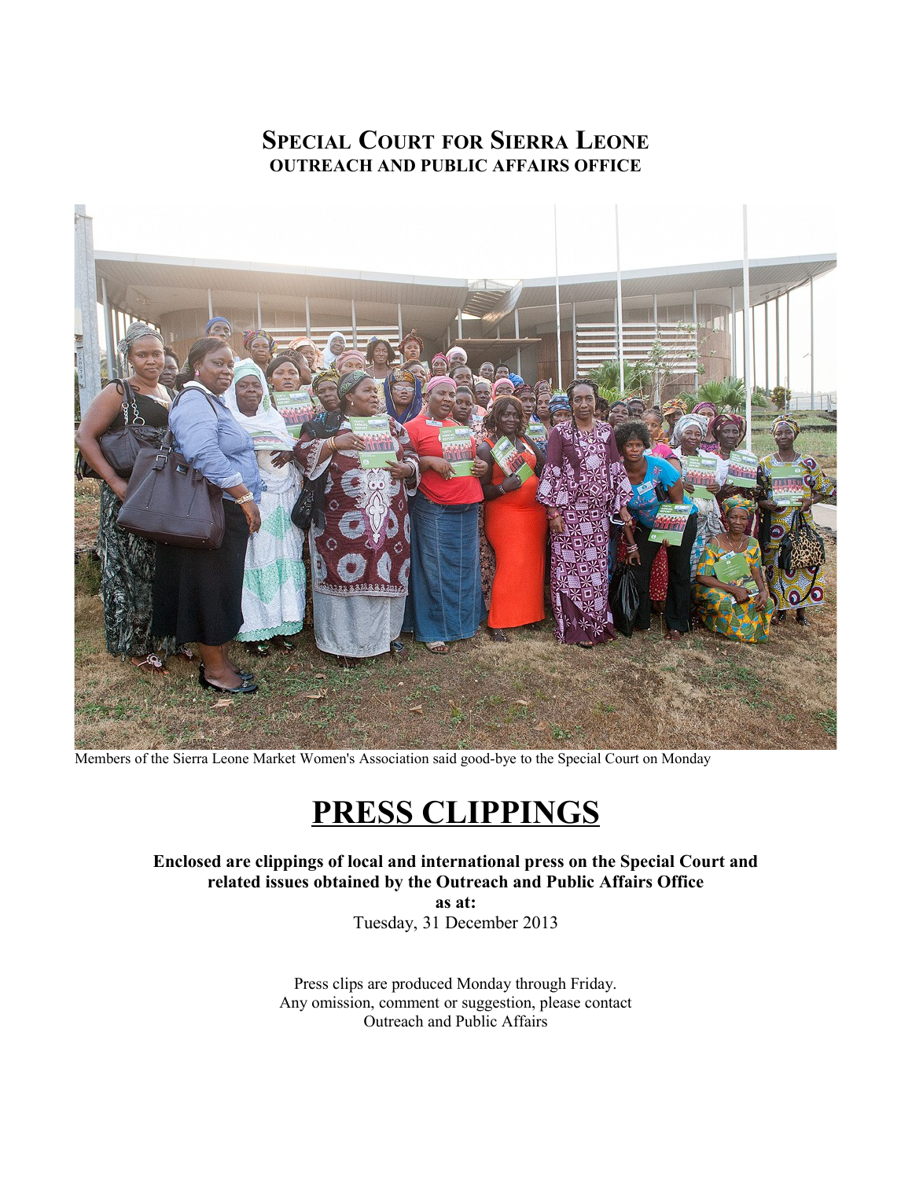# Special Court for Sierra Leone

## OUTREACH AND PUBLIC AFFAIRS OFFICE

Members of the Sierra Leone Market Women's Association said good-bye to the Special Court on Monday

# PRESS CLIPPINGS

**Enclosed are clippings of local and international press on the Special Court and related issues obtained by the Outreach and Public Affairs Office as at:**

Tuesday, 31 December 2013

Press clips are produced Monday through Friday.
Any omission, comment or suggestion, please contact
Outreach and Public Affairs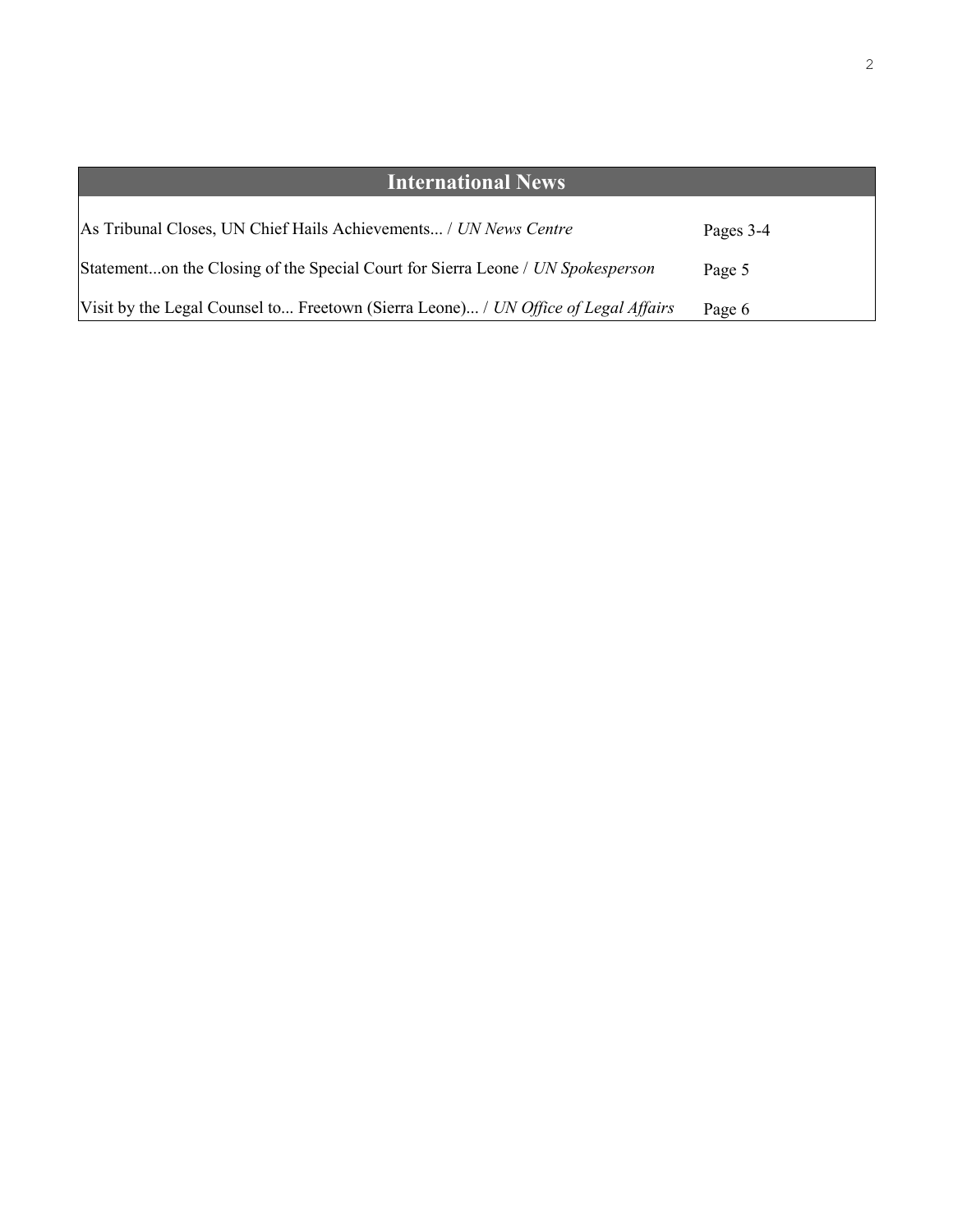| International News | |
|---|---|
| As Tribunal Closes, UN Chief Hails Achievements... / *UN News Centre* | Pages 3-4 |
| Statement...on the Closing of the Special Court for Sierra Leone / *UN Spokesperson* | Page 5 |
| Visit by the Legal Counsel to... Freetown (Sierra Leone)... / *UN Office of Legal Affairs* | Page 6 |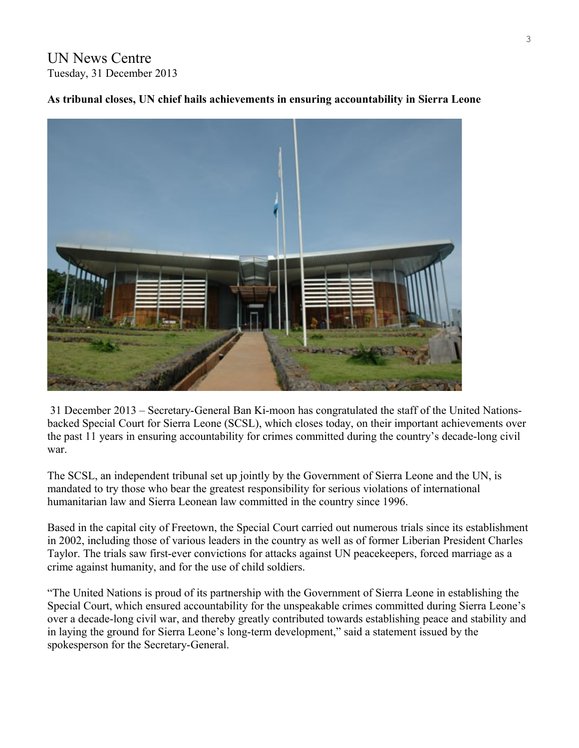# UN News Centre

Tuesday, 31 December 2013

**As tribunal closes, UN chief hails achievements in ensuring accountability in Sierra Leone**

31 December 2013 – Secretary-General Ban Ki-moon has congratulated the staff of the United Nations-backed Special Court for Sierra Leone (SCSL), which closes today, on their important achievements over the past 11 years in ensuring accountability for crimes committed during the country's decade-long civil war.

The SCSL, an independent tribunal set up jointly by the Government of Sierra Leone and the UN, is mandated to try those who bear the greatest responsibility for serious violations of international humanitarian law and Sierra Leonean law committed in the country since 1996.

Based in the capital city of Freetown, the Special Court carried out numerous trials since its establishment in 2002, including those of various leaders in the country as well as of former Liberian President Charles Taylor. The trials saw first-ever convictions for attacks against UN peacekeepers, forced marriage as a crime against humanity, and for the use of child soldiers.

"The United Nations is proud of its partnership with the Government of Sierra Leone in establishing the Special Court, which ensured accountability for the unspeakable crimes committed during Sierra Leone's over a decade-long civil war, and thereby greatly contributed towards establishing peace and stability and in laying the ground for Sierra Leone's long-term development," said a statement issued by the spokesperson for the Secretary-General.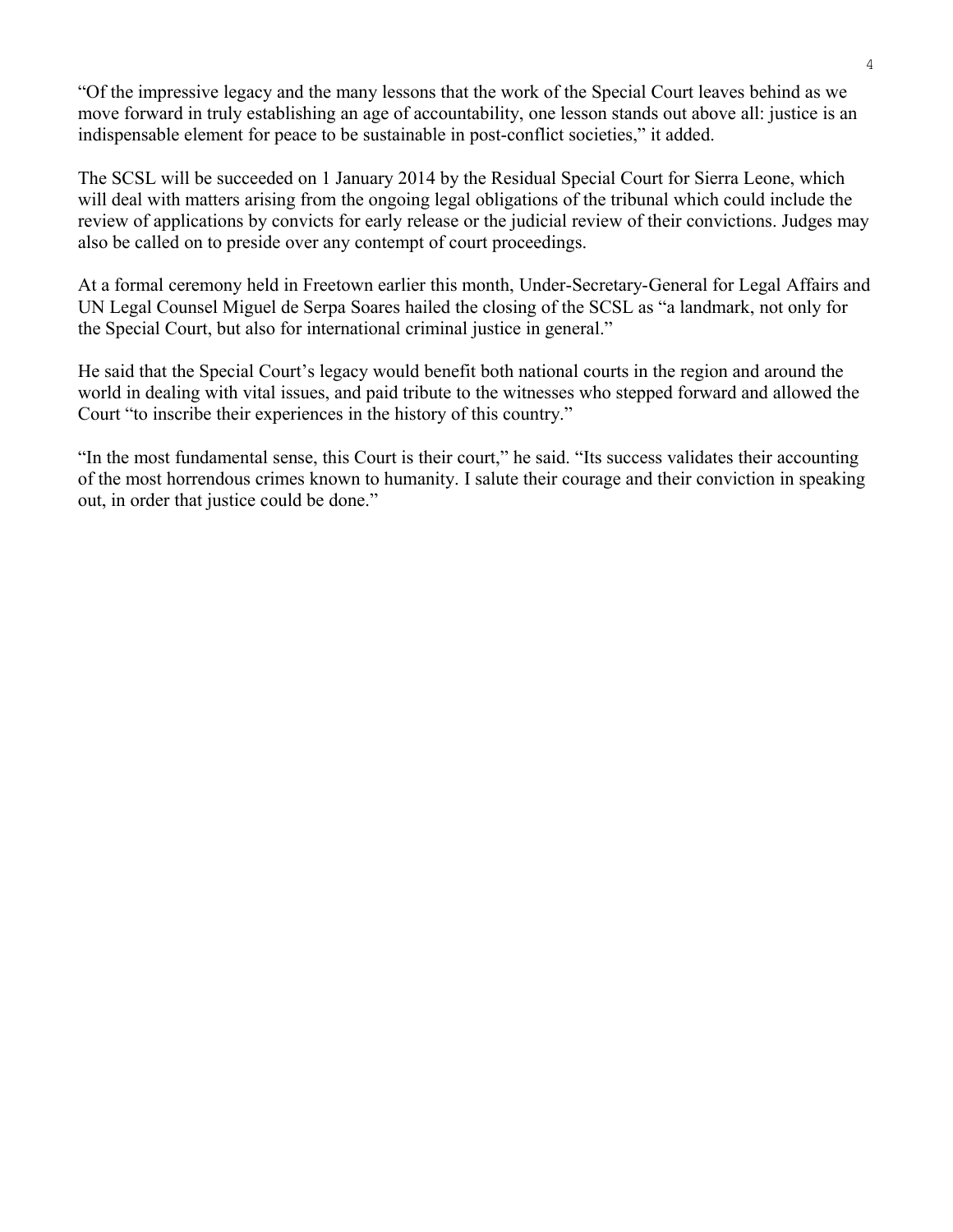"Of the impressive legacy and the many lessons that the work of the Special Court leaves behind as we move forward in truly establishing an age of accountability, one lesson stands out above all: justice is an indispensable element for peace to be sustainable in post-conflict societies," it added.

The SCSL will be succeeded on 1 January 2014 by the Residual Special Court for Sierra Leone, which will deal with matters arising from the ongoing legal obligations of the tribunal which could include the review of applications by convicts for early release or the judicial review of their convictions. Judges may also be called on to preside over any contempt of court proceedings.

At a formal ceremony held in Freetown earlier this month, Under-Secretary-General for Legal Affairs and UN Legal Counsel Miguel de Serpa Soares hailed the closing of the SCSL as "a landmark, not only for the Special Court, but also for international criminal justice in general."

He said that the Special Court's legacy would benefit both national courts in the region and around the world in dealing with vital issues, and paid tribute to the witnesses who stepped forward and allowed the Court "to inscribe their experiences in the history of this country."

"In the most fundamental sense, this Court is their court," he said. "Its success validates their accounting of the most horrendous crimes known to humanity. I salute their courage and their conviction in speaking out, in order that justice could be done."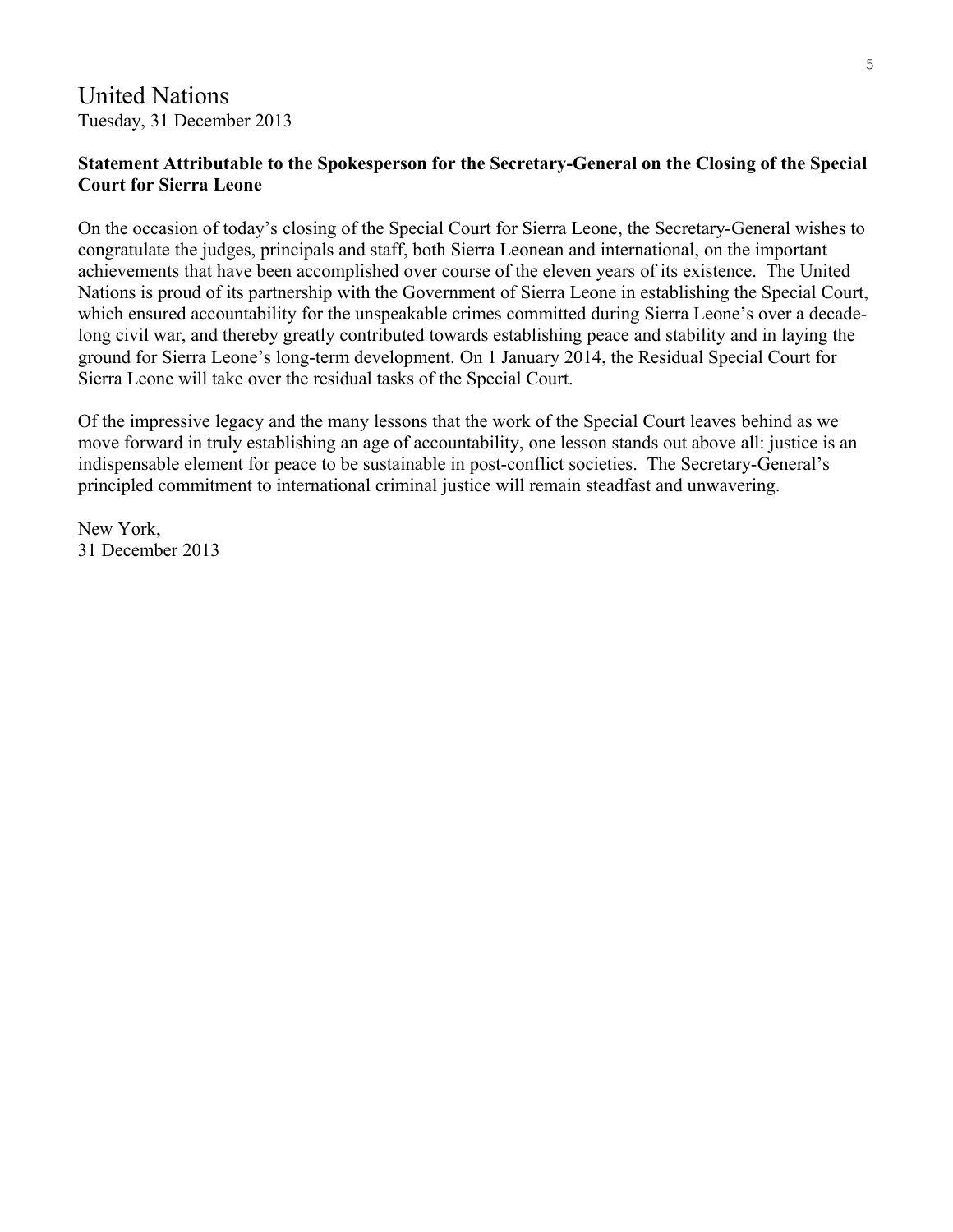# United Nations

Tuesday, 31 December 2013

**Statement Attributable to the Spokesperson for the Secretary-General on the Closing of the Special Court for Sierra Leone**

On the occasion of today's closing of the Special Court for Sierra Leone, the Secretary-General wishes to congratulate the judges, principals and staff, both Sierra Leonean and international, on the important achievements that have been accomplished over course of the eleven years of its existence. The United Nations is proud of its partnership with the Government of Sierra Leone in establishing the Special Court, which ensured accountability for the unspeakable crimes committed during Sierra Leone's over a decade-long civil war, and thereby greatly contributed towards establishing peace and stability and in laying the ground for Sierra Leone's long-term development. On 1 January 2014, the Residual Special Court for Sierra Leone will take over the residual tasks of the Special Court.

Of the impressive legacy and the many lessons that the work of the Special Court leaves behind as we move forward in truly establishing an age of accountability, one lesson stands out above all: justice is an indispensable element for peace to be sustainable in post-conflict societies. The Secretary-General's principled commitment to international criminal justice will remain steadfast and unwavering.

New York,
31 December 2013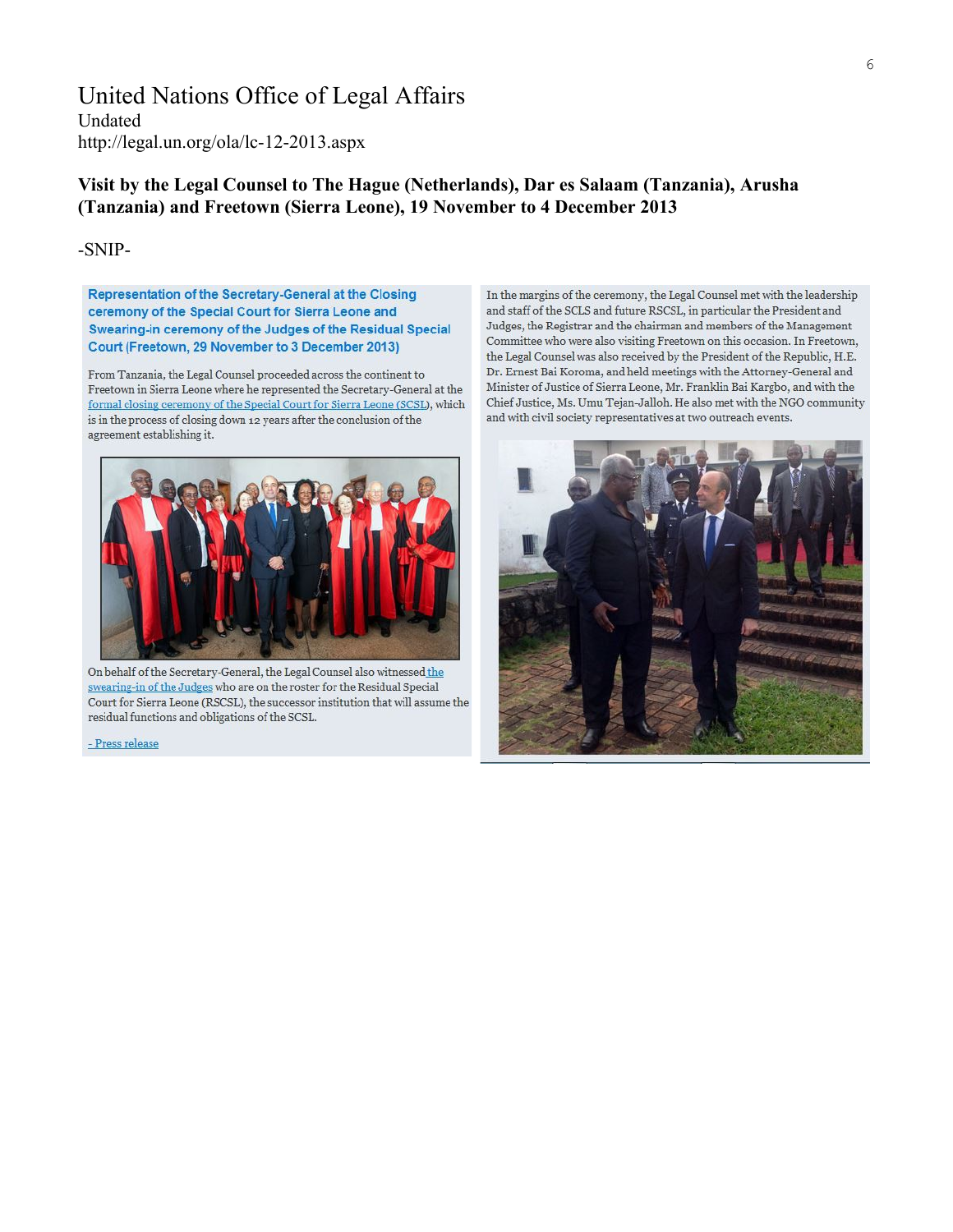# United Nations Office of Legal Affairs

Undated

http://legal.un.org/ola/lc-12-2013.aspx

## Visit by the Legal Counsel to The Hague (Netherlands), Dar es Salaam (Tanzania), Arusha (Tanzania) and Freetown (Sierra Leone), 19 November to 4 December 2013

-SNIP-

### Representation of the Secretary-General at the Closing ceremony of the Special Court for Sierra Leone and Swearing-in ceremony of the Judges of the Residual Special Court (Freetown, 29 November to 3 December 2013)

From Tanzania, the Legal Counsel proceeded across the continent to Freetown in Sierra Leone where he represented the Secretary-General at the formal closing ceremony of the Special Court for Sierra Leone (SCSL), which is in the process of closing down 12 years after the conclusion of the agreement establishing it.

On behalf of the Secretary-General, the Legal Counsel also witnessed the swearing-in of the Judges who are on the roster for the Residual Special Court for Sierra Leone (RSCSL), the successor institution that will assume the residual functions and obligations of the SCSL.

- Press release

In the margins of the ceremony, the Legal Counsel met with the leadership and staff of the SCLS and future RSCSL, in particular the President and Judges, the Registrar and the chairman and members of the Management Committee who were also visiting Freetown on this occasion. In Freetown, the Legal Counsel was also received by the President of the Republic, H.E. Dr. Ernest Bai Koroma, and held meetings with the Attorney-General and Minister of Justice of Sierra Leone, Mr. Franklin Bai Kargbo, and with the Chief Justice, Ms. Umu Tejan-Jalloh. He also met with the NGO community and with civil society representatives at two outreach events.